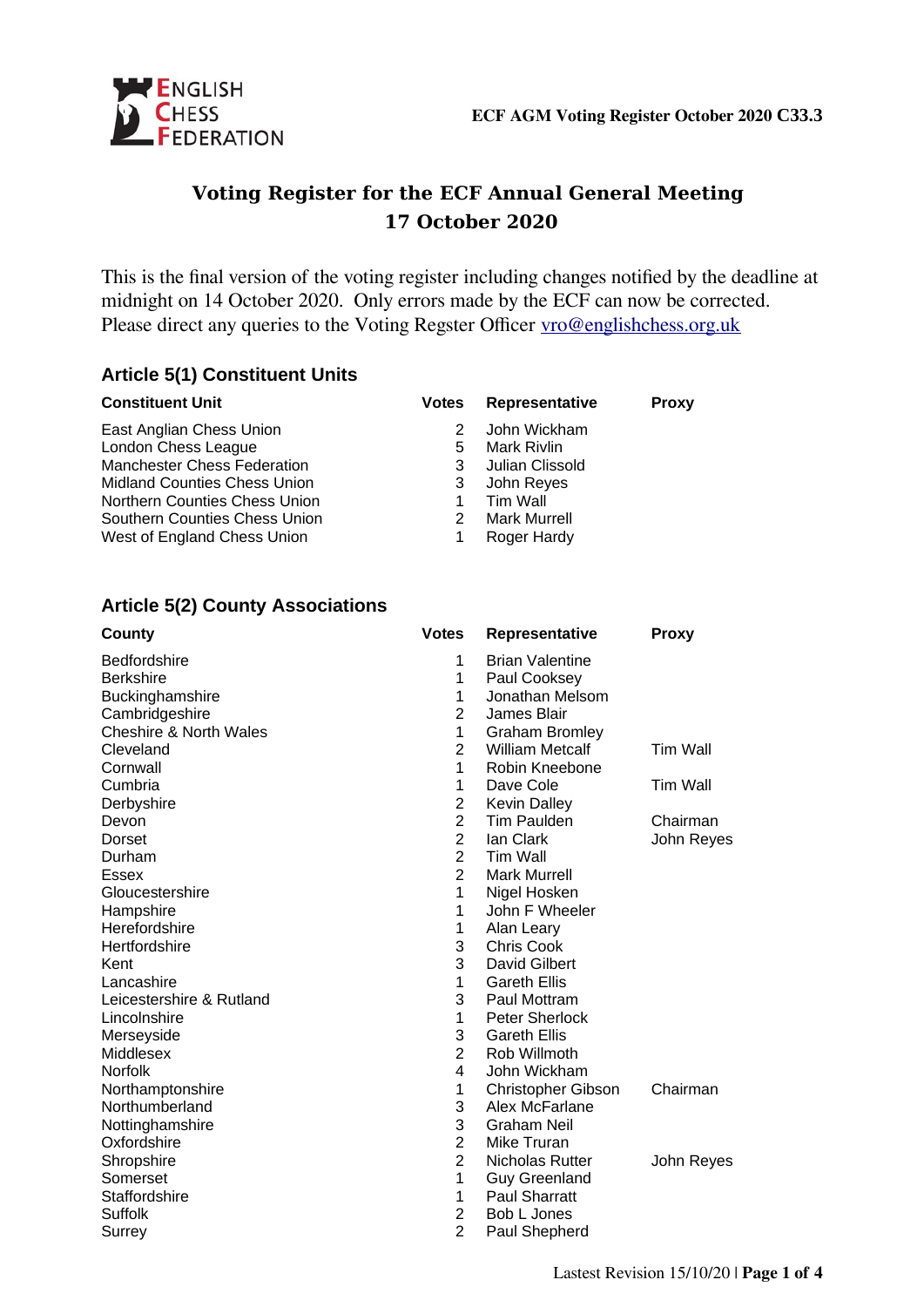ECF AGM Voting Register October 2020 C33.3

# Voting Register for the ECF Annual General Meeting
## 17 October 2020

This is the final version of the voting register including changes notified by the deadline at midnight on 14 October 2020. Only errors made by the ECF can now be corrected. Please direct any queries to the Voting Regster Officer vro@englishchess.org.uk

### Article 5(1) Constituent Units

| Constituent Unit | Votes | Representative | Proxy |
|---|---|---|---|
| East Anglian Chess Union | 2 | John Wickham | |
| London Chess League | 5 | Mark Rivlin | |
| Manchester Chess Federation | 3 | Julian Clissold | |
| Midland Counties Chess Union | 3 | John Reyes | |
| Northern Counties Chess Union | 1 | Tim Wall | |
| Southern Counties Chess Union | 2 | Mark Murrell | |
| West of England Chess Union | 1 | Roger Hardy | |

### Article 5(2) County Associations

| County | Votes | Representative | Proxy |
|---|---|---|---|
| Bedfordshire | 1 | Brian Valentine | |
| Berkshire | 1 | Paul Cooksey | |
| Buckinghamshire | 1 | Jonathan Melsom | |
| Cambridgeshire | 2 | James Blair | |
| Cheshire & North Wales | 1 | Graham Bromley | |
| Cleveland | 2 | William Metcalf | Tim Wall |
| Cornwall | 1 | Robin Kneebone | |
| Cumbria | 1 | Dave Cole | Tim Wall |
| Derbyshire | 2 | Kevin Dalley | |
| Devon | 2 | Tim Paulden | Chairman |
| Dorset | 2 | Ian Clark | John Reyes |
| Durham | 2 | Tim Wall | |
| Essex | 2 | Mark Murrell | |
| Gloucestershire | 1 | Nigel Hosken | |
| Hampshire | 1 | John F Wheeler | |
| Herefordshire | 1 | Alan Leary | |
| Hertfordshire | 3 | Chris Cook | |
| Kent | 3 | David Gilbert | |
| Lancashire | 1 | Gareth Ellis | |
| Leicestershire & Rutland | 3 | Paul Mottram | |
| Lincolnshire | 1 | Peter Sherlock | |
| Merseyside | 3 | Gareth Ellis | |
| Middlesex | 2 | Rob Willmoth | |
| Norfolk | 4 | John Wickham | |
| Northamptonshire | 1 | Christopher Gibson | Chairman |
| Northumberland | 3 | Alex McFarlane | |
| Nottinghamshire | 3 | Graham Neil | |
| Oxfordshire | 2 | Mike Truran | |
| Shropshire | 2 | Nicholas Rutter | John Reyes |
| Somerset | 1 | Guy Greenland | |
| Staffordshire | 1 | Paul Sharratt | |
| Suffolk | 2 | Bob L Jones | |
| Surrey | 2 | Paul Shepherd | |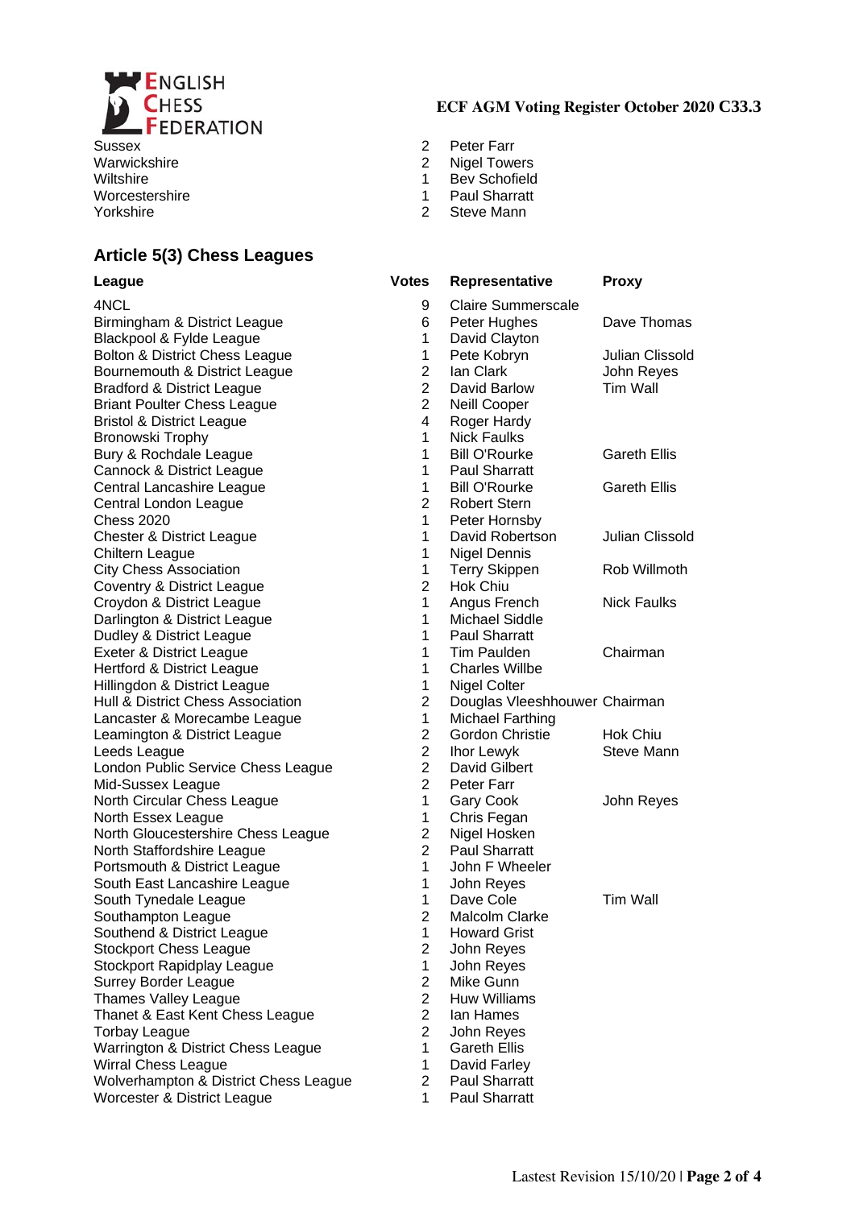| | | |
|---|---|---|
| Sussex | 2 | Peter Farr |
| Warwickshire | 2 | Nigel Towers |
| Wiltshire | 1 | Bev Schofield |
| Worcestershire | 1 | Paul Sharratt |
| Yorkshire | 2 | Steve Mann |

## Article 5(3) Chess Leagues

| League | Votes | Representative | Proxy |
|---|---|---|---|
| 4NCL | 9 | Claire Summerscale | |
| Birmingham & District League | 6 | Peter Hughes | Dave Thomas |
| Blackpool & Fylde League | 1 | David Clayton | |
| Bolton & District Chess League | 1 | Pete Kobryn | Julian Clissold |
| Bournemouth & District League | 2 | Ian Clark | John Reyes |
| Bradford & District League | 2 | David Barlow | Tim Wall |
| Briant Poulter Chess League | 2 | Neill Cooper | |
| Bristol & District League | 4 | Roger Hardy | |
| Bronowski Trophy | 1 | Nick Faulks | |
| Bury & Rochdale League | 1 | Bill O'Rourke | Gareth Ellis |
| Cannock & District League | 1 | Paul Sharratt | |
| Central Lancashire League | 1 | Bill O'Rourke | Gareth Ellis |
| Central London League | 2 | Robert Stern | |
| Chess 2020 | 1 | Peter Hornsby | |
| Chester & District League | 1 | David Robertson | Julian Clissold |
| Chiltern League | 1 | Nigel Dennis | |
| City Chess Association | 1 | Terry Skippen | Rob Willmoth |
| Coventry & District League | 2 | Hok Chiu | |
| Croydon & District League | 1 | Angus French | Nick Faulks |
| Darlington & District League | 1 | Michael Siddle | |
| Dudley & District League | 1 | Paul Sharratt | |
| Exeter & District League | 1 | Tim Paulden | Chairman |
| Hertford & District League | 1 | Charles Willbe | |
| Hillingdon & District League | 1 | Nigel Colter | |
| Hull & District Chess Association | 2 | Douglas Vleeshhouwer | Chairman |
| Lancaster & Morecambe League | 1 | Michael Farthing | |
| Leamington & District League | 2 | Gordon Christie | Hok Chiu |
| Leeds League | 2 | Ihor Lewyk | Steve Mann |
| London Public Service Chess League | 2 | David Gilbert | |
| Mid-Sussex League | 2 | Peter Farr | |
| North Circular Chess League | 1 | Gary Cook | John Reyes |
| North Essex League | 1 | Chris Fegan | |
| North Gloucestershire Chess League | 2 | Nigel Hosken | |
| North Staffordshire League | 2 | Paul Sharratt | |
| Portsmouth & District League | 1 | John F Wheeler | |
| South East Lancashire League | 1 | John Reyes | |
| South Tynedale League | 1 | Dave Cole | Tim Wall |
| Southampton League | 2 | Malcolm Clarke | |
| Southend & District League | 1 | Howard Grist | |
| Stockport Chess League | 2 | John Reyes | |
| Stockport Rapidplay League | 1 | John Reyes | |
| Surrey Border League | 2 | Mike Gunn | |
| Thames Valley League | 2 | Huw Williams | |
| Thanet & East Kent Chess League | 2 | Ian Hames | |
| Torbay League | 2 | John Reyes | |
| Warrington & District Chess League | 1 | Gareth Ellis | |
| Wirral Chess League | 1 | David Farley | |
| Wolverhampton & District Chess League | 2 | Paul Sharratt | |
| Worcester & District League | 1 | Paul Sharratt | |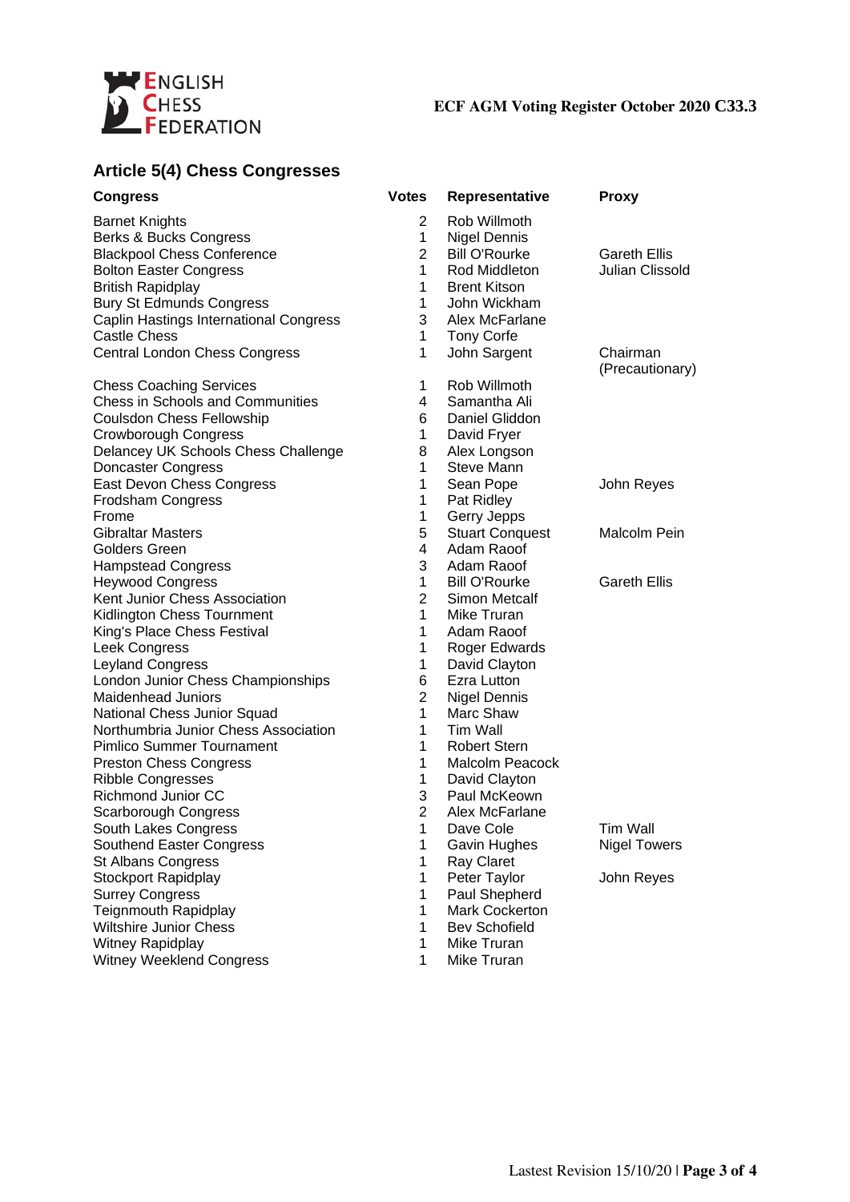## Article 5(4) Chess Congresses

| Congress | Votes | Representative | Proxy |
|---|---|---|---|
| Barnet Knights | 2 | Rob Willmoth | |
| Berks & Bucks Congress | 1 | Nigel Dennis | |
| Blackpool Chess Conference | 2 | Bill O'Rourke | Gareth Ellis |
| Bolton Easter Congress | 1 | Rod Middleton | Julian Clissold |
| British Rapidplay | 1 | Brent Kitson | |
| Bury St Edmunds Congress | 1 | John Wickham | |
| Caplin Hastings International Congress | 3 | Alex McFarlane | |
| Castle Chess | 1 | Tony Corfe | |
| Central London Chess Congress | 1 | John Sargent | Chairman (Precautionary) |
| Chess Coaching Services | 1 | Rob Willmoth | |
| Chess in Schools and Communities | 4 | Samantha Ali | |
| Coulsdon Chess Fellowship | 6 | Daniel Gliddon | |
| Crowborough Congress | 1 | David Fryer | |
| Delancey UK Schools Chess Challenge | 8 | Alex Longson | |
| Doncaster Congress | 1 | Steve Mann | |
| East Devon Chess Congress | 1 | Sean Pope | John Reyes |
| Frodsham Congress | 1 | Pat Ridley | |
| Frome | 1 | Gerry Jepps | |
| Gibraltar Masters | 5 | Stuart Conquest | Malcolm Pein |
| Golders Green | 4 | Adam Raoof | |
| Hampstead Congress | 3 | Adam Raoof | |
| Heywood Congress | 1 | Bill O'Rourke | Gareth Ellis |
| Kent Junior Chess Association | 2 | Simon Metcalf | |
| Kidlington Chess Tournment | 1 | Mike Truran | |
| King's Place Chess Festival | 1 | Adam Raoof | |
| Leek Congress | 1 | Roger Edwards | |
| Leyland Congress | 1 | David Clayton | |
| London Junior Chess Championships | 6 | Ezra Lutton | |
| Maidenhead Juniors | 2 | Nigel Dennis | |
| National Chess Junior Squad | 1 | Marc Shaw | |
| Northumbria Junior Chess Association | 1 | Tim Wall | |
| Pimlico Summer Tournament | 1 | Robert Stern | |
| Preston Chess Congress | 1 | Malcolm Peacock | |
| Ribble Congresses | 1 | David Clayton | |
| Richmond Junior CC | 3 | Paul McKeown | |
| Scarborough Congress | 2 | Alex McFarlane | |
| South Lakes Congress | 1 | Dave Cole | Tim Wall |
| Southend Easter Congress | 1 | Gavin Hughes | Nigel Towers |
| St Albans Congress | 1 | Ray Claret | |
| Stockport Rapidplay | 1 | Peter Taylor | John Reyes |
| Surrey Congress | 1 | Paul Shepherd | |
| Teignmouth Rapidplay | 1 | Mark Cockerton | |
| Wiltshire Junior Chess | 1 | Bev Schofield | |
| Witney Rapidplay | 1 | Mike Truran | |
| Witney Weeklend Congress | 1 | Mike Truran | |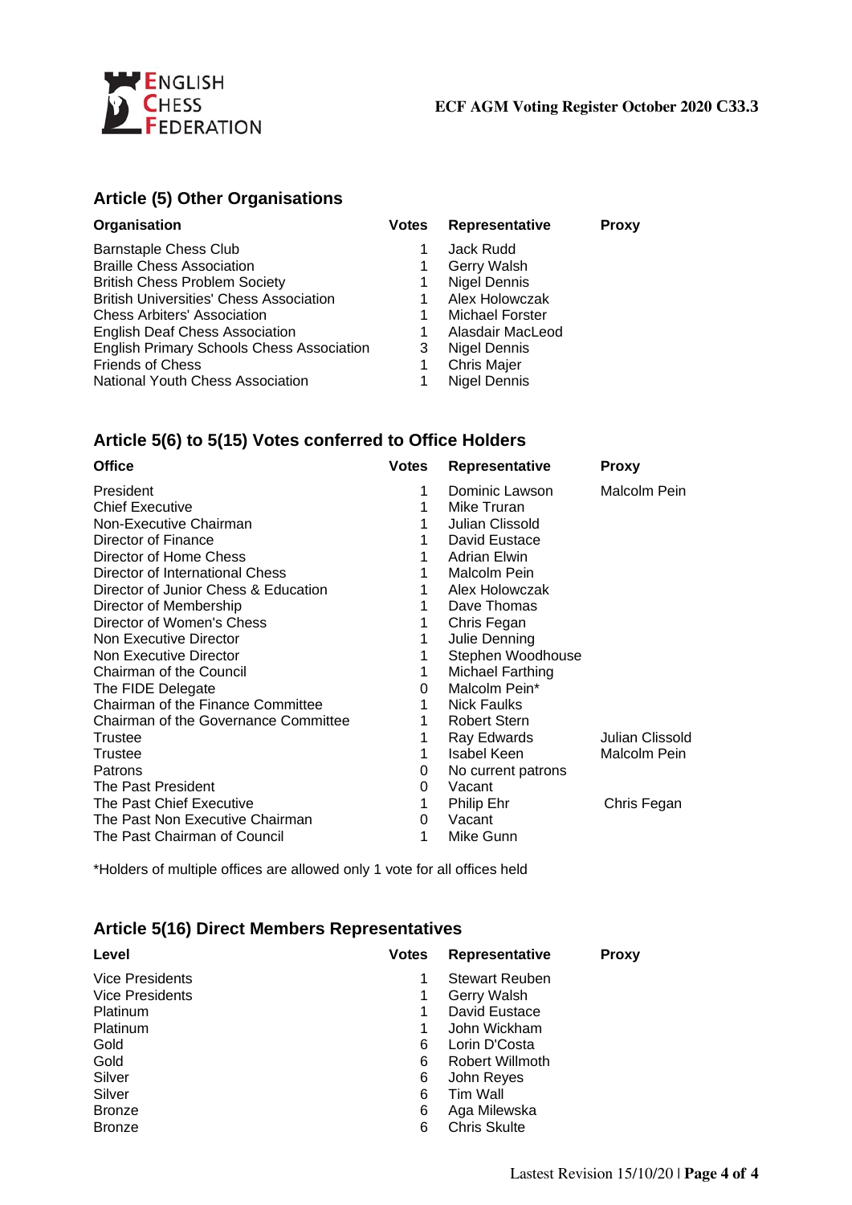**ECF AGM Voting Register October 2020 C33.3**

## Article (5) Other Organisations

| Organisation | Votes | Representative | Proxy |
|---|---|---|---|
| Barnstaple Chess Club | 1 | Jack Rudd | |
| Braille Chess Association | 1 | Gerry Walsh | |
| British Chess Problem Society | 1 | Nigel Dennis | |
| British Universities' Chess Association | 1 | Alex Holowczak | |
| Chess Arbiters' Association | 1 | Michael Forster | |
| English Deaf Chess Association | 1 | Alasdair MacLeod | |
| English Primary Schools Chess Association | 3 | Nigel Dennis | |
| Friends of Chess | 1 | Chris Majer | |
| National Youth Chess Association | 1 | Nigel Dennis | |

## Article 5(6) to 5(15) Votes conferred to Office Holders

| Office | Votes | Representative | Proxy |
|---|---|---|---|
| President | 1 | Dominic Lawson | Malcolm Pein |
| Chief Executive | 1 | Mike Truran | |
| Non-Executive Chairman | 1 | Julian Clissold | |
| Director of Finance | 1 | David Eustace | |
| Director of Home Chess | 1 | Adrian Elwin | |
| Director of International Chess | 1 | Malcolm Pein | |
| Director of Junior Chess & Education | 1 | Alex Holowczak | |
| Director of Membership | 1 | Dave Thomas | |
| Director of Women's Chess | 1 | Chris Fegan | |
| Non Executive Director | 1 | Julie Denning | |
| Non Executive Director | 1 | Stephen Woodhouse | |
| Chairman of the Council | 1 | Michael Farthing | |
| The FIDE Delegate | 0 | Malcolm Pein* | |
| Chairman of the Finance Committee | 1 | Nick Faulks | |
| Chairman of the Governance Committee | 1 | Robert Stern | |
| Trustee | 1 | Ray Edwards | Julian Clissold |
| Trustee | 1 | Isabel Keen | Malcolm Pein |
| Patrons | 0 | No current patrons | |
| The Past President | 0 | Vacant | |
| The Past Chief Executive | 1 | Philip Ehr | Chris Fegan |
| The Past Non Executive Chairman | 0 | Vacant | |
| The Past Chairman of Council | 1 | Mike Gunn | |

*Holders of multiple offices are allowed only 1 vote for all offices held

## Article 5(16) Direct Members Representatives

| Level | Votes | Representative | Proxy |
|---|---|---|---|
| Vice Presidents | 1 | Stewart Reuben | |
| Vice Presidents | 1 | Gerry Walsh | |
| Platinum | 1 | David Eustace | |
| Platinum | 1 | John Wickham | |
| Gold | 6 | Lorin D'Costa | |
| Gold | 6 | Robert Willmoth | |
| Silver | 6 | John Reyes | |
| Silver | 6 | Tim Wall | |
| Bronze | 6 | Aga Milewska | |
| Bronze | 6 | Chris Skulte | |

Lastest Revision 15/10/20